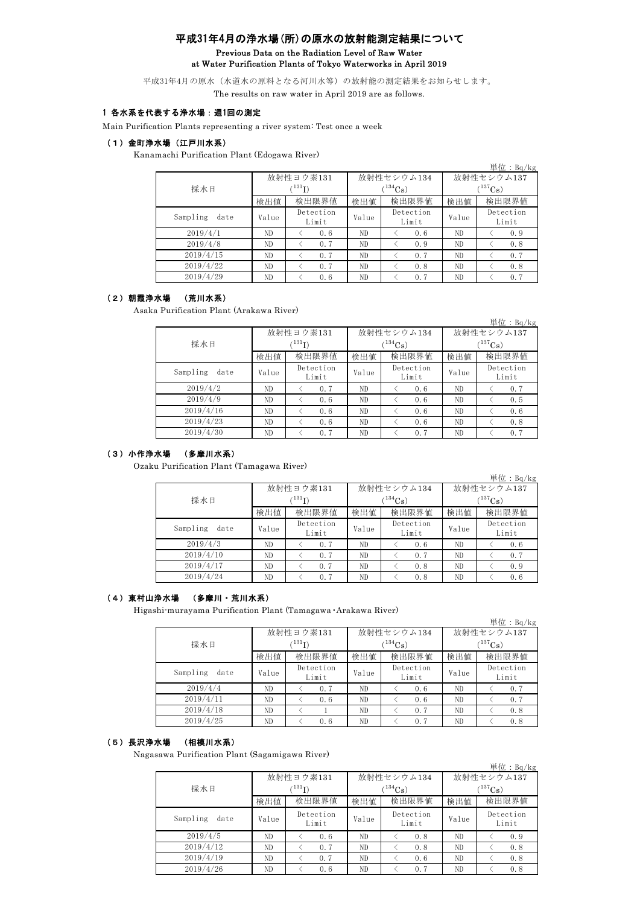# 平成31年4月の浄水場(所)の原水の放射能測定結果について

**Previous Data on the Radiation Level of Raw Water at Water Purification Plants of Tokyo Waterworks in April 2019**

平成31年4月の原水（水道水の原料となる河川水等）の放射能の測定結果をお知らせします。

The results on raw water in April 2019 are as follows.

## 1 各水系を代表する浄水場：週1回の測定

Main Purification Plants representing a river system: Test once a week

### （1）金町浄水場（江戸川水系）

Kanamachi Purification Plant (Edogawa River)

単位：Bq/kg

| 採水日 | 放射性ヨウ素131 ($^{131}I$) | | 放射性セシウム134 ($^{134}Cs$) | | 放射性セシウム137 ($^{137}Cs$) | |
|---|---|---|---|---|---|---|
| | 検出値 | 検出限界値 | 検出値 | 検出限界値 | 検出値 | 検出限界値 |
| Sampling date | Value | Detection Limit | Value | Detection Limit | Value | Detection Limit |
| 2019/4/1 | ND | < 0.6 | ND | < 0.6 | ND | < 0.9 |
| 2019/4/8 | ND | < 0.7 | ND | < 0.9 | ND | < 0.8 |
| 2019/4/15 | ND | < 0.7 | ND | < 0.7 | ND | < 0.7 |
| 2019/4/22 | ND | < 0.7 | ND | < 0.8 | ND | < 0.8 |
| 2019/4/29 | ND | < 0.6 | ND | < 0.7 | ND | < 0.7 |

### （2）朝霞浄水場　（荒川水系）

Asaka Purification Plant (Arakawa River)

単位：Bq/kg

| 採水日 | 放射性ヨウ素131 ($^{131}I$) | | 放射性セシウム134 ($^{134}Cs$) | | 放射性セシウム137 ($^{137}Cs$) | |
|---|---|---|---|---|---|---|
| | 検出値 | 検出限界値 | 検出値 | 検出限界値 | 検出値 | 検出限界値 |
| Sampling date | Value | Detection Limit | Value | Detection Limit | Value | Detection Limit |
| 2019/4/2 | ND | < 0.7 | ND | < 0.6 | ND | < 0.7 |
| 2019/4/9 | ND | < 0.6 | ND | < 0.6 | ND | < 0.5 |
| 2019/4/16 | ND | < 0.6 | ND | < 0.6 | ND | < 0.6 |
| 2019/4/23 | ND | < 0.6 | ND | < 0.6 | ND | < 0.8 |
| 2019/4/30 | ND | < 0.7 | ND | < 0.7 | ND | < 0.7 |

### （3）小作浄水場　（多摩川水系）

Ozaku Purification Plant (Tamagawa River)

単位：Bq/kg

| 採水日 | 放射性ヨウ素131 ($^{131}I$) | | 放射性セシウム134 ($^{134}Cs$) | | 放射性セシウム137 ($^{137}Cs$) | |
|---|---|---|---|---|---|---|
| | 検出値 | 検出限界値 | 検出値 | 検出限界値 | 検出値 | 検出限界値 |
| Sampling date | Value | Detection Limit | Value | Detection Limit | Value | Detection Limit |
| 2019/4/3 | ND | < 0.7 | ND | < 0.6 | ND | < 0.6 |
| 2019/4/10 | ND | < 0.7 | ND | < 0.7 | ND | < 0.7 |
| 2019/4/17 | ND | < 0.7 | ND | < 0.8 | ND | < 0.9 |
| 2019/4/24 | ND | < 0.7 | ND | < 0.8 | ND | < 0.6 |

### （4）東村山浄水場　（多摩川・荒川水系）

Higashi-murayama Purification Plant (Tamagawa･Arakawa River)

単位：Bq/kg

| 採水日 | 放射性ヨウ素131 ($^{131}I$) | | 放射性セシウム134 ($^{134}Cs$) | | 放射性セシウム137 ($^{137}Cs$) | |
|---|---|---|---|---|---|---|
| | 検出値 | 検出限界値 | 検出値 | 検出限界値 | 検出値 | 検出限界値 |
| Sampling date | Value | Detection Limit | Value | Detection Limit | Value | Detection Limit |
| 2019/4/4 | ND | < 0.7 | ND | < 0.6 | ND | < 0.7 |
| 2019/4/11 | ND | < 0.6 | ND | < 0.6 | ND | < 0.7 |
| 2019/4/18 | ND | < 1 | ND | < 0.7 | ND | < 0.8 |
| 2019/4/25 | ND | < 0.6 | ND | < 0.7 | ND | < 0.8 |

### （5）長沢浄水場　（相模川水系）

Nagasawa Purification Plant (Sagamigawa River)

単位：Bq/kg

| 採水日 | 放射性ヨウ素131 ($^{131}I$) | | 放射性セシウム134 ($^{134}Cs$) | | 放射性セシウム137 ($^{137}Cs$) | |
|---|---|---|---|---|---|---|
| | 検出値 | 検出限界値 | 検出値 | 検出限界値 | 検出値 | 検出限界値 |
| Sampling date | Value | Detection Limit | Value | Detection Limit | Value | Detection Limit |
| 2019/4/5 | ND | < 0.6 | ND | < 0.8 | ND | < 0.9 |
| 2019/4/12 | ND | < 0.7 | ND | < 0.8 | ND | < 0.8 |
| 2019/4/19 | ND | < 0.7 | ND | < 0.6 | ND | < 0.8 |
| 2019/4/26 | ND | < 0.6 | ND | < 0.7 | ND | < 0.8 |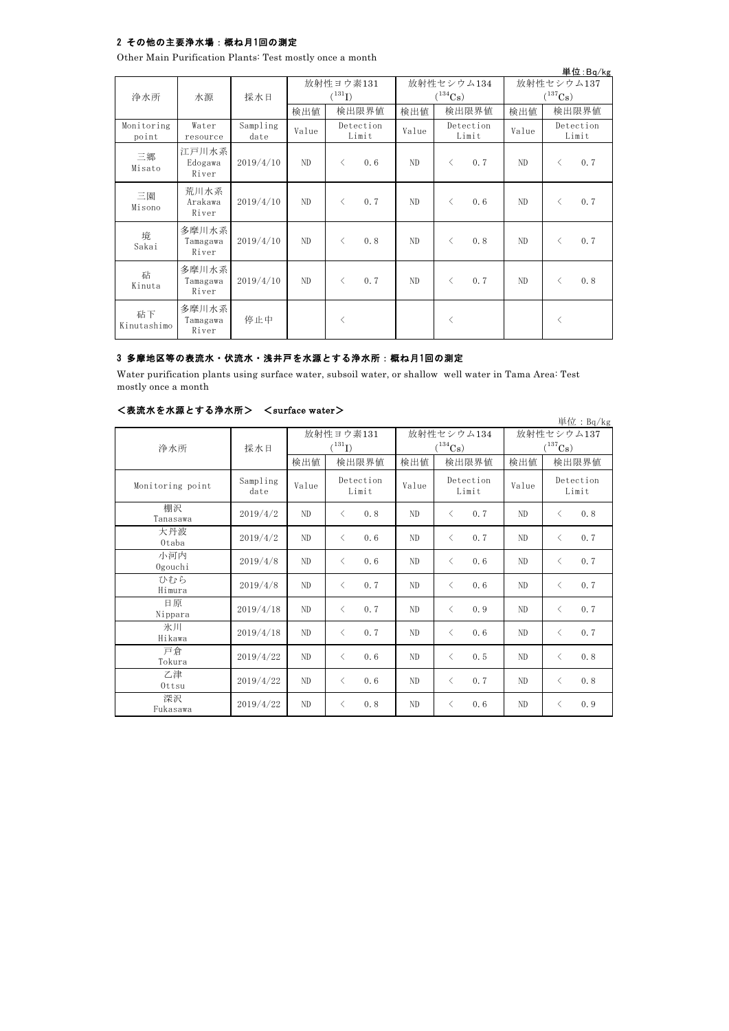## 2 その他の主要浄水場：概ね月1回の測定

Other Main Purification Plants: Test mostly once a month

単位:Bq/kg

| 浄水所 | 水源 | 採水日 | 放射性ヨウ素131 ($^{131}I$) | | 放射性セシウム134 ($^{134}Cs$) | | 放射性セシウム137 ($^{137}Cs$) | |
|---|---|---|---|---|---|---|---|---|
| | | | 検出値 | 検出限界値 | 検出値 | 検出限界値 | 検出値 | 検出限界値 |
| Monitoring point | Water resource | Sampling date | Value | Detection Limit | Value | Detection Limit | Value | Detection Limit |
| 三郷 Misato | 江戸川水系 Edogawa River | 2019/4/10 | ND | < 0.6 | ND | < 0.7 | ND | < 0.7 |
| 三園 Misono | 荒川水系 Arakawa River | 2019/4/10 | ND | < 0.7 | ND | < 0.6 | ND | < 0.7 |
| 境 Sakai | 多摩川水系 Tamagawa River | 2019/4/10 | ND | < 0.8 | ND | < 0.8 | ND | < 0.7 |
| 砧 Kinuta | 多摩川水系 Tamagawa River | 2019/4/10 | ND | < 0.7 | ND | < 0.7 | ND | < 0.8 |
| 砧下 Kinutashimo | 多摩川水系 Tamagawa River | 停止中 | | < | | < | | < |

## 3 多摩地区等の表流水・伏流水・浅井戸を水源とする浄水所：概ね月1回の測定

Water purification plants using surface water, subsoil water, or shallow well water in Tama Area: Test mostly once a month

### ＜表流水を水源とする浄水所＞ ＜surface water＞

単位：Bq/kg

| 浄水所 | 採水日 | 放射性ヨウ素131 ($^{131}I$) | | 放射性セシウム134 ($^{134}Cs$) | | 放射性セシウム137 ($^{137}Cs$) | |
|---|---|---|---|---|---|---|---|
| | | 検出値 | 検出限界値 | 検出値 | 検出限界値 | 検出値 | 検出限界値 |
| Monitoring point | Sampling date | Value | Detection Limit | Value | Detection Limit | Value | Detection Limit |
| 棚沢 Tanasawa | 2019/4/2 | ND | < 0.8 | ND | < 0.7 | ND | < 0.8 |
| 大丹波 Otaba | 2019/4/2 | ND | < 0.6 | ND | < 0.7 | ND | < 0.7 |
| 小河内 Ogouchi | 2019/4/8 | ND | < 0.6 | ND | < 0.6 | ND | < 0.7 |
| ひむら Himura | 2019/4/8 | ND | < 0.7 | ND | < 0.6 | ND | < 0.7 |
| 日原 Nippara | 2019/4/18 | ND | < 0.7 | ND | < 0.9 | ND | < 0.7 |
| 氷川 Hikawa | 2019/4/18 | ND | < 0.7 | ND | < 0.6 | ND | < 0.7 |
| 戸倉 Tokura | 2019/4/22 | ND | < 0.6 | ND | < 0.5 | ND | < 0.8 |
| 乙津 Ottsu | 2019/4/22 | ND | < 0.6 | ND | < 0.7 | ND | < 0.8 |
| 深沢 Fukasawa | 2019/4/22 | ND | < 0.8 | ND | < 0.6 | ND | < 0.9 |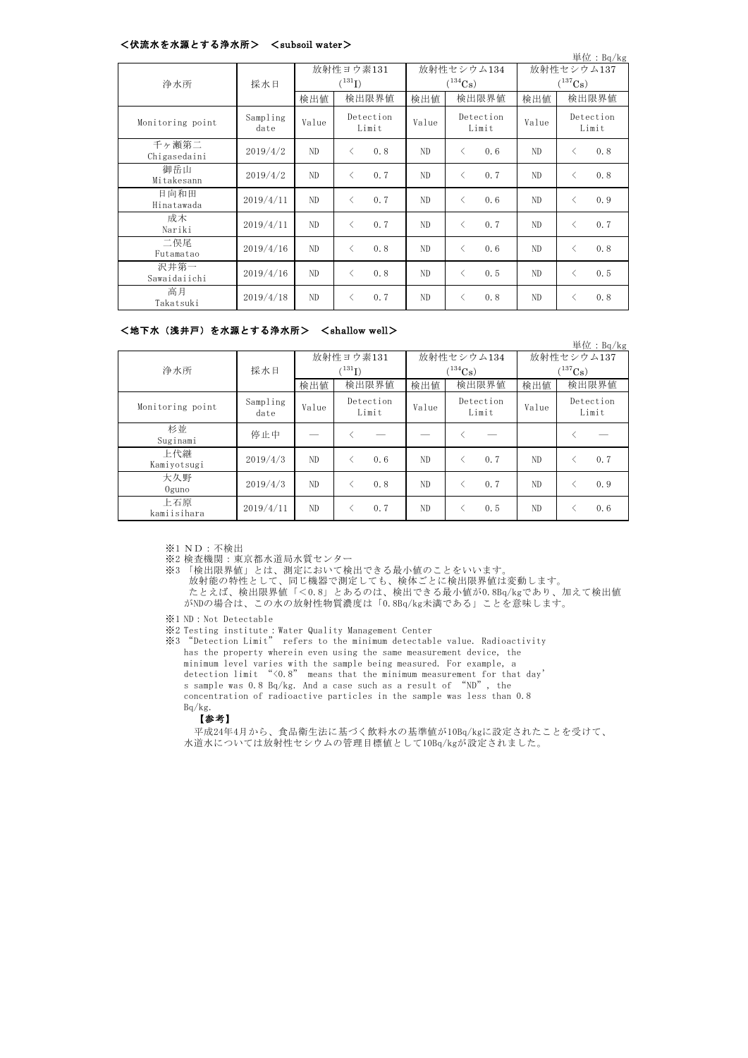#### ＜伏流水を水源とする浄水所＞　＜subsoil water＞

単位：Bq/kg

| 浄水所 | 採水日 | 放射性ヨウ素131 ($^{131}I$) | | | 放射性セシウム134 ($^{134}Cs$) | | | 放射性セシウム137 ($^{137}Cs$) | | |
|---|---|---|---|---|---|---|---|---|---|---|
| | | 検出値 | 検出限界値 | | 検出値 | 検出限界値 | | 検出値 | 検出限界値 | |
| Monitoring point | Sampling date | Value | Detection Limit | | Value | Detection Limit | | Value | Detection Limit | |
| 千ヶ瀬第二 Chigasedaini | 2019/4/2 | ND | ＜ | 0.8 | ND | ＜ | 0.6 | ND | ＜ | 0.8 |
| 御岳山 Mitakesann | 2019/4/2 | ND | ＜ | 0.7 | ND | ＜ | 0.7 | ND | ＜ | 0.8 |
| 日向和田 Hinatawada | 2019/4/11 | ND | ＜ | 0.7 | ND | ＜ | 0.6 | ND | ＜ | 0.9 |
| 成木 Nariki | 2019/4/11 | ND | ＜ | 0.7 | ND | ＜ | 0.7 | ND | ＜ | 0.7 |
| 二俣尾 Futamatao | 2019/4/16 | ND | ＜ | 0.8 | ND | ＜ | 0.6 | ND | ＜ | 0.8 |
| 沢井第一 Sawaidaiichi | 2019/4/16 | ND | ＜ | 0.8 | ND | ＜ | 0.5 | ND | ＜ | 0.5 |
| 高月 Takatsuki | 2019/4/18 | ND | ＜ | 0.7 | ND | ＜ | 0.8 | ND | ＜ | 0.8 |

#### ＜地下水（浅井戸）を水源とする浄水所＞　＜shallow well＞

単位：Bq/kg

| 浄水所 | 採水日 | 放射性ヨウ素131 ($^{131}I$) | | | 放射性セシウム134 ($^{134}Cs$) | | | 放射性セシウム137 ($^{137}Cs$) | | |
|---|---|---|---|---|---|---|---|---|---|---|
| | | 検出値 | 検出限界値 | | 検出値 | 検出限界値 | | 検出値 | 検出限界値 | |
| Monitoring point | Sampling date | Value | Detection Limit | | Value | Detection Limit | | Value | Detection Limit | |
| 杉並 Suginami | 停止中 | ― | ＜ | ― | ― | ＜ | ― | | ＜ | ― |
| 上代継 Kamiyotsugi | 2019/4/3 | ND | ＜ | 0.6 | ND | ＜ | 0.7 | ND | ＜ | 0.7 |
| 大久野 Oguno | 2019/4/3 | ND | ＜ | 0.8 | ND | ＜ | 0.7 | ND | ＜ | 0.9 |
| 上石原 kamiisihara | 2019/4/11 | ND | ＜ | 0.7 | ND | ＜ | 0.5 | ND | ＜ | 0.6 |

※1 ＮＤ：不検出

※2 検査機関：東京都水道局水質センター

※3 「検出限界値」とは、測定において検出できる最小値のことをいいます。
放射能の特性として、同じ機器で測定しても、検体ごとに検出限界値は変動します。
たとえば、検出限界値「＜0.8」とあるのは、検出できる最小値が0.8Bq/kgであり、加えて検出値がNDの場合は、この水の放射性物質濃度は「0.8Bq/kg未満である」ことを意味します。

※1 ND：Not Detectable

※2 Testing institute：Water Quality Management Center

※3 "Detection Limit" refers to the minimum detectable value. Radioactivity has the property wherein even using the same measurement device, the minimum level varies with the sample being measured. For example, a detection limit "<0.8" means that the minimum measurement for that day's sample was 0.8 Bq/kg. And a case such as a result of "ND", the concentration of radioactive particles in the sample was less than 0.8 Bq/kg.

【参考】

平成24年4月から、食品衛生法に基づく飲料水の基準値が10Bq/kgに設定されたことを受けて、水道水については放射性セシウムの管理目標値として10Bq/kgが設定されました。